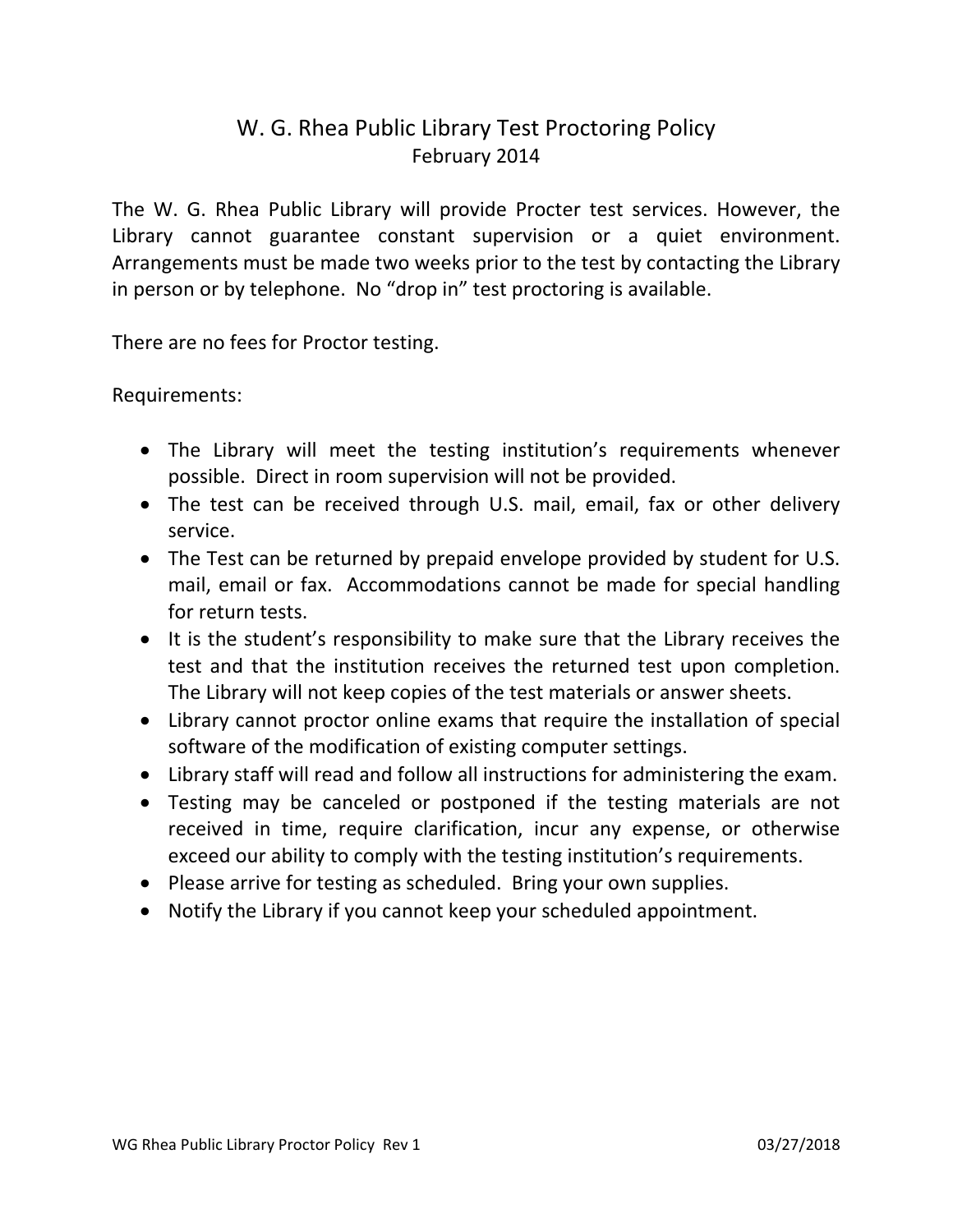# W. G. Rhea Public Library Test Proctoring Policy

February 2014

The W. G. Rhea Public Library will provide Procter test services. However, the Library cannot guarantee constant supervision or a quiet environment. Arrangements must be made two weeks prior to the test by contacting the Library in person or by telephone. No "drop in" test proctoring is available.

There are no fees for Proctor testing.

Requirements:

- The Library will meet the testing institution's requirements whenever possible. Direct in room supervision will not be provided.
- The test can be received through U.S. mail, email, fax or other delivery service.
- The Test can be returned by prepaid envelope provided by student for U.S. mail, email or fax. Accommodations cannot be made for special handling for return tests.
- It is the student's responsibility to make sure that the Library receives the test and that the institution receives the returned test upon completion. The Library will not keep copies of the test materials or answer sheets.
- Library cannot proctor online exams that require the installation of special software of the modification of existing computer settings.
- Library staff will read and follow all instructions for administering the exam.
- Testing may be canceled or postponed if the testing materials are not received in time, require clarification, incur any expense, or otherwise exceed our ability to comply with the testing institution's requirements.
- Please arrive for testing as scheduled. Bring your own supplies.
- Notify the Library if you cannot keep your scheduled appointment.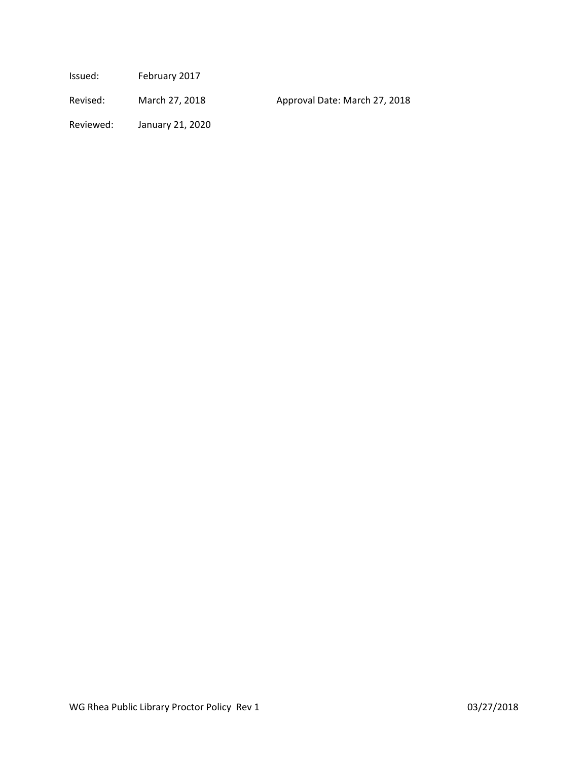Issued: February 2017

Revised: March 27, 2018 Approval Date: March 27, 2018

Reviewed: January 21, 2020